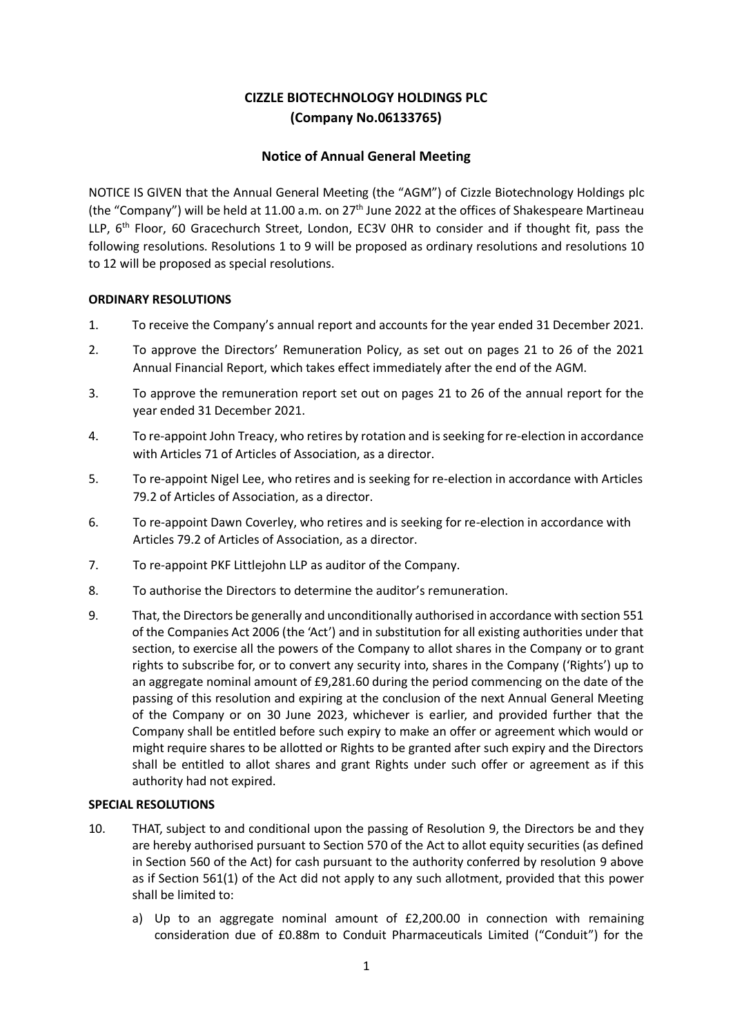# CIZZLE BIOTECHNOLOGY HOLDINGS PLC
# (Company No.06133765)

## Notice of Annual General Meeting

NOTICE IS GIVEN that the Annual General Meeting (the "AGM") of Cizzle Biotechnology Holdings plc (the "Company") will be held at 11.00 a.m. on 27th June 2022 at the offices of Shakespeare Martineau LLP, 6th Floor, 60 Gracechurch Street, London, EC3V 0HR to consider and if thought fit, pass the following resolutions. Resolutions 1 to 9 will be proposed as ordinary resolutions and resolutions 10 to 12 will be proposed as special resolutions.

**ORDINARY RESOLUTIONS**

1. To receive the Company's annual report and accounts for the year ended 31 December 2021.
2. To approve the Directors' Remuneration Policy, as set out on pages 21 to 26 of the 2021 Annual Financial Report, which takes effect immediately after the end of the AGM.
3. To approve the remuneration report set out on pages 21 to 26 of the annual report for the year ended 31 December 2021.
4. To re-appoint John Treacy, who retires by rotation and is seeking for re-election in accordance with Articles 71 of Articles of Association, as a director.
5. To re-appoint Nigel Lee, who retires and is seeking for re-election in accordance with Articles 79.2 of Articles of Association, as a director.
6. To re-appoint Dawn Coverley, who retires and is seeking for re-election in accordance with Articles 79.2 of Articles of Association, as a director.
7. To re-appoint PKF Littlejohn LLP as auditor of the Company.
8. To authorise the Directors to determine the auditor's remuneration.
9. That, the Directors be generally and unconditionally authorised in accordance with section 551 of the Companies Act 2006 (the 'Act') and in substitution for all existing authorities under that section, to exercise all the powers of the Company to allot shares in the Company or to grant rights to subscribe for, or to convert any security into, shares in the Company ('Rights') up to an aggregate nominal amount of £9,281.60 during the period commencing on the date of the passing of this resolution and expiring at the conclusion of the next Annual General Meeting of the Company or on 30 June 2023, whichever is earlier, and provided further that the Company shall be entitled before such expiry to make an offer or agreement which would or might require shares to be allotted or Rights to be granted after such expiry and the Directors shall be entitled to allot shares and grant Rights under such offer or agreement as if this authority had not expired.

**SPECIAL RESOLUTIONS**

10. THAT, subject to and conditional upon the passing of Resolution 9, the Directors be and they are hereby authorised pursuant to Section 570 of the Act to allot equity securities (as defined in Section 560 of the Act) for cash pursuant to the authority conferred by resolution 9 above as if Section 561(1) of the Act did not apply to any such allotment, provided that this power shall be limited to:

    a) Up to an aggregate nominal amount of £2,200.00 in connection with remaining consideration due of £0.88m to Conduit Pharmaceuticals Limited ("Conduit") for the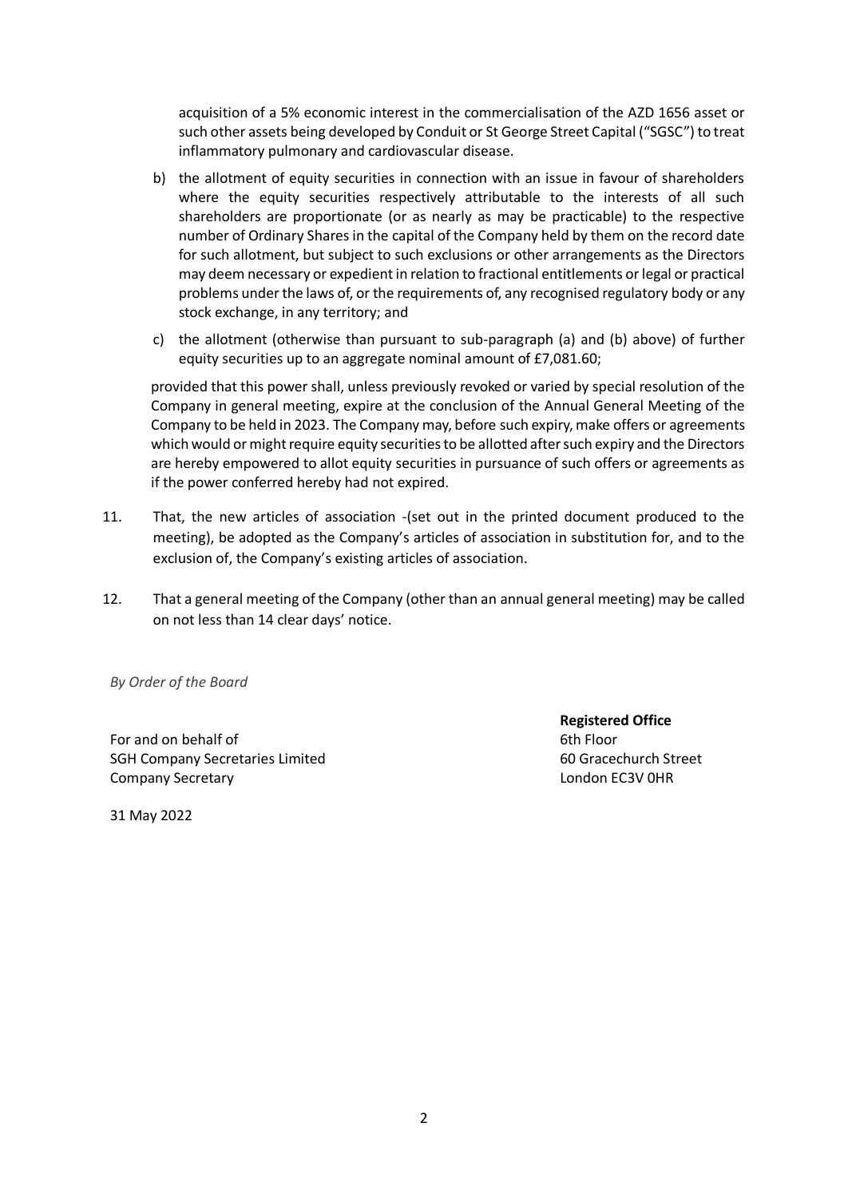acquisition of a 5% economic interest in the commercialisation of the AZD 1656 asset or such other assets being developed by Conduit or St George Street Capital ("SGSC") to treat inflammatory pulmonary and cardiovascular disease.

b) the allotment of equity securities in connection with an issue in favour of shareholders where the equity securities respectively attributable to the interests of all such shareholders are proportionate (or as nearly as may be practicable) to the respective number of Ordinary Shares in the capital of the Company held by them on the record date for such allotment, but subject to such exclusions or other arrangements as the Directors may deem necessary or expedient in relation to fractional entitlements or legal or practical problems under the laws of, or the requirements of, any recognised regulatory body or any stock exchange, in any territory; and

c) the allotment (otherwise than pursuant to sub-paragraph (a) and (b) above) of further equity securities up to an aggregate nominal amount of £7,081.60;

provided that this power shall, unless previously revoked or varied by special resolution of the Company in general meeting, expire at the conclusion of the Annual General Meeting of the Company to be held in 2023. The Company may, before such expiry, make offers or agreements which would or might require equity securities to be allotted after such expiry and the Directors are hereby empowered to allot equity securities in pursuance of such offers or agreements as if the power conferred hereby had not expired.

11. That, the new articles of association -(set out in the printed document produced to the meeting), be adopted as the Company's articles of association in substitution for, and to the exclusion of, the Company's existing articles of association.

12. That a general meeting of the Company (other than an annual general meeting) may be called on not less than 14 clear days' notice.

*By Order of the Board*

For and on behalf of
SGH Company Secretaries Limited
Company Secretary

31 May 2022

**Registered Office**
6th Floor
60 Gracechurch Street
London EC3V 0HR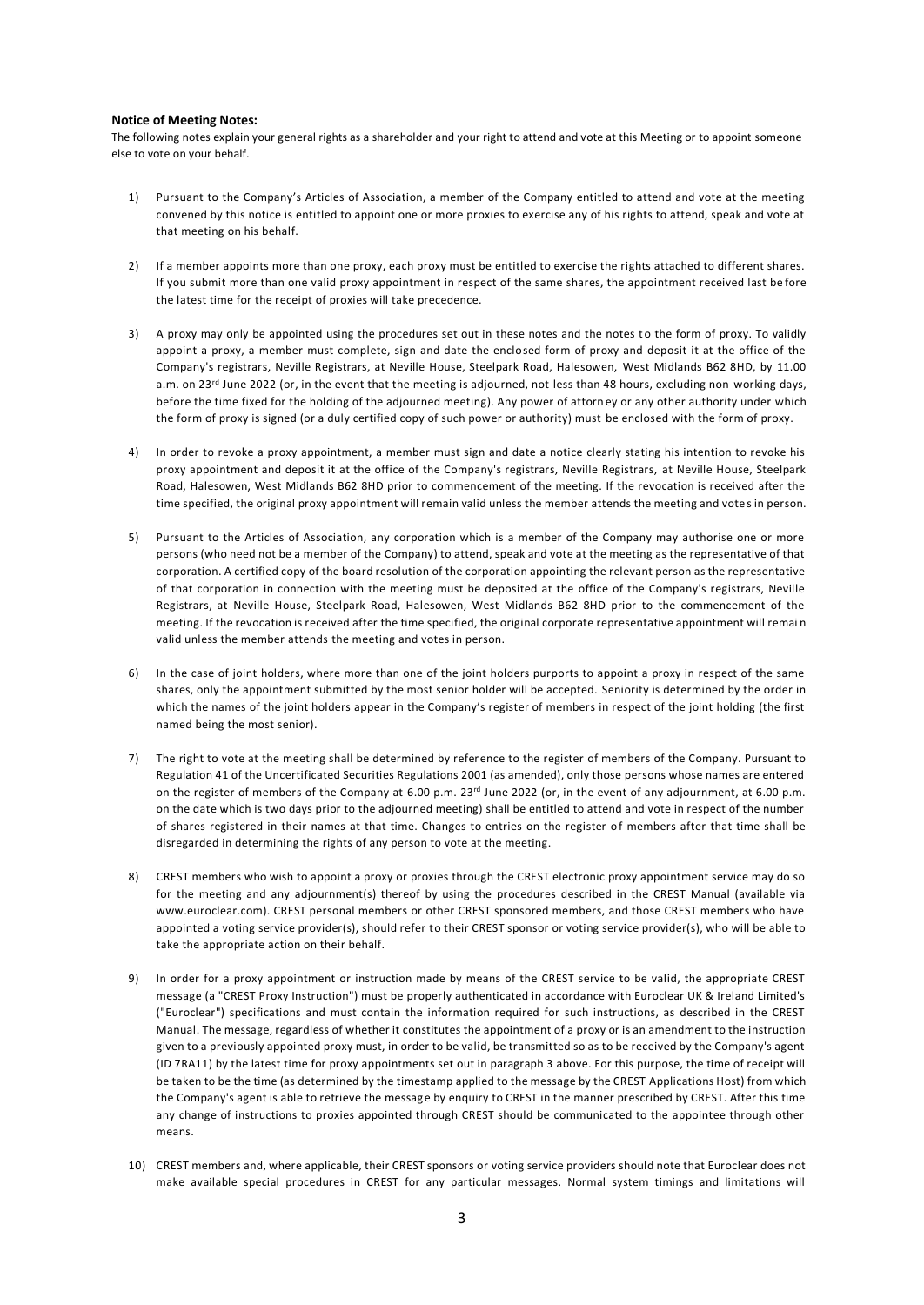**Notice of Meeting Notes:**

The following notes explain your general rights as a shareholder and your right to attend and vote at this Meeting or to appoint someone else to vote on your behalf.

1) Pursuant to the Company's Articles of Association, a member of the Company entitled to attend and vote at the meeting convened by this notice is entitled to appoint one or more proxies to exercise any of his rights to attend, speak and vote at that meeting on his behalf.

2) If a member appoints more than one proxy, each proxy must be entitled to exercise the rights attached to different shares. If you submit more than one valid proxy appointment in respect of the same shares, the appointment received last before the latest time for the receipt of proxies will take precedence.

3) A proxy may only be appointed using the procedures set out in these notes and the notes to the form of proxy. To validly appoint a proxy, a member must complete, sign and date the enclosed form of proxy and deposit it at the office of the Company's registrars, Neville Registrars, at Neville House, Steelpark Road, Halesowen, West Midlands B62 8HD, by 11.00 a.m. on 23rd June 2022 (or, in the event that the meeting is adjourned, not less than 48 hours, excluding non-working days, before the time fixed for the holding of the adjourned meeting). Any power of attorney or any other authority under which the form of proxy is signed (or a duly certified copy of such power or authority) must be enclosed with the form of proxy.

4) In order to revoke a proxy appointment, a member must sign and date a notice clearly stating his intention to revoke his proxy appointment and deposit it at the office of the Company's registrars, Neville Registrars, at Neville House, Steelpark Road, Halesowen, West Midlands B62 8HD prior to commencement of the meeting. If the revocation is received after the time specified, the original proxy appointment will remain valid unless the member attends the meeting and votes in person.

5) Pursuant to the Articles of Association, any corporation which is a member of the Company may authorise one or more persons (who need not be a member of the Company) to attend, speak and vote at the meeting as the representative of that corporation. A certified copy of the board resolution of the corporation appointing the relevant person as the representative of that corporation in connection with the meeting must be deposited at the office of the Company's registrars, Neville Registrars, at Neville House, Steelpark Road, Halesowen, West Midlands B62 8HD prior to the commencement of the meeting. If the revocation is received after the time specified, the original corporate representative appointment will remain valid unless the member attends the meeting and votes in person.

6) In the case of joint holders, where more than one of the joint holders purports to appoint a proxy in respect of the same shares, only the appointment submitted by the most senior holder will be accepted. Seniority is determined by the order in which the names of the joint holders appear in the Company's register of members in respect of the joint holding (the first named being the most senior).

7) The right to vote at the meeting shall be determined by reference to the register of members of the Company. Pursuant to Regulation 41 of the Uncertificated Securities Regulations 2001 (as amended), only those persons whose names are entered on the register of members of the Company at 6.00 p.m. 23rd June 2022 (or, in the event of any adjournment, at 6.00 p.m. on the date which is two days prior to the adjourned meeting) shall be entitled to attend and vote in respect of the number of shares registered in their names at that time. Changes to entries on the register of members after that time shall be disregarded in determining the rights of any person to vote at the meeting.

8) CREST members who wish to appoint a proxy or proxies through the CREST electronic proxy appointment service may do so for the meeting and any adjournment(s) thereof by using the procedures described in the CREST Manual (available via www.euroclear.com). CREST personal members or other CREST sponsored members, and those CREST members who have appointed a voting service provider(s), should refer to their CREST sponsor or voting service provider(s), who will be able to take the appropriate action on their behalf.

9) In order for a proxy appointment or instruction made by means of the CREST service to be valid, the appropriate CREST message (a "CREST Proxy Instruction") must be properly authenticated in accordance with Euroclear UK & Ireland Limited's ("Euroclear") specifications and must contain the information required for such instructions, as described in the CREST Manual. The message, regardless of whether it constitutes the appointment of a proxy or is an amendment to the instruction given to a previously appointed proxy must, in order to be valid, be transmitted so as to be received by the Company's agent (ID 7RA11) by the latest time for proxy appointments set out in paragraph 3 above. For this purpose, the time of receipt will be taken to be the time (as determined by the timestamp applied to the message by the CREST Applications Host) from which the Company's agent is able to retrieve the message by enquiry to CREST in the manner prescribed by CREST. After this time any change of instructions to proxies appointed through CREST should be communicated to the appointee through other means.

10) CREST members and, where applicable, their CREST sponsors or voting service providers should note that Euroclear does not make available special procedures in CREST for any particular messages. Normal system timings and limitations will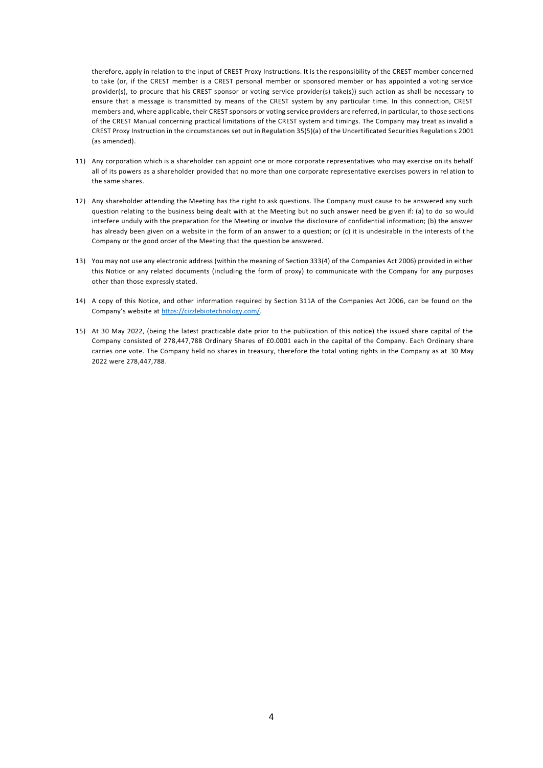therefore, apply in relation to the input of CREST Proxy Instructions. It is the responsibility of the CREST member concerned to take (or, if the CREST member is a CREST personal member or sponsored member or has appointed a voting service provider(s), to procure that his CREST sponsor or voting service provider(s) take(s)) such action as shall be necessary to ensure that a message is transmitted by means of the CREST system by any particular time. In this connection, CREST members and, where applicable, their CREST sponsors or voting service providers are referred, in particular, to those sections of the CREST Manual concerning practical limitations of the CREST system and timings. The Company may treat as invalid a CREST Proxy Instruction in the circumstances set out in Regulation 35(5)(a) of the Uncertificated Securities Regulations 2001 (as amended).

11) Any corporation which is a shareholder can appoint one or more corporate representatives who may exercise on its behalf all of its powers as a shareholder provided that no more than one corporate representative exercises powers in relation to the same shares.

12) Any shareholder attending the Meeting has the right to ask questions. The Company must cause to be answered any such question relating to the business being dealt with at the Meeting but no such answer need be given if: (a) to do so would interfere unduly with the preparation for the Meeting or involve the disclosure of confidential information; (b) the answer has already been given on a website in the form of an answer to a question; or (c) it is undesirable in the interests of the Company or the good order of the Meeting that the question be answered.

13) You may not use any electronic address (within the meaning of Section 333(4) of the Companies Act 2006) provided in either this Notice or any related documents (including the form of proxy) to communicate with the Company for any purposes other than those expressly stated.

14) A copy of this Notice, and other information required by Section 311A of the Companies Act 2006, can be found on the Company's website at [https://cizzlebiotechnology.com/](https://cizzlebiotechnology.com/).

15) At 30 May 2022, (being the latest practicable date prior to the publication of this notice) the issued share capital of the Company consisted of 278,447,788 Ordinary Shares of £0.0001 each in the capital of the Company. Each Ordinary share carries one vote. The Company held no shares in treasury, therefore the total voting rights in the Company as at 30 May 2022 were 278,447,788.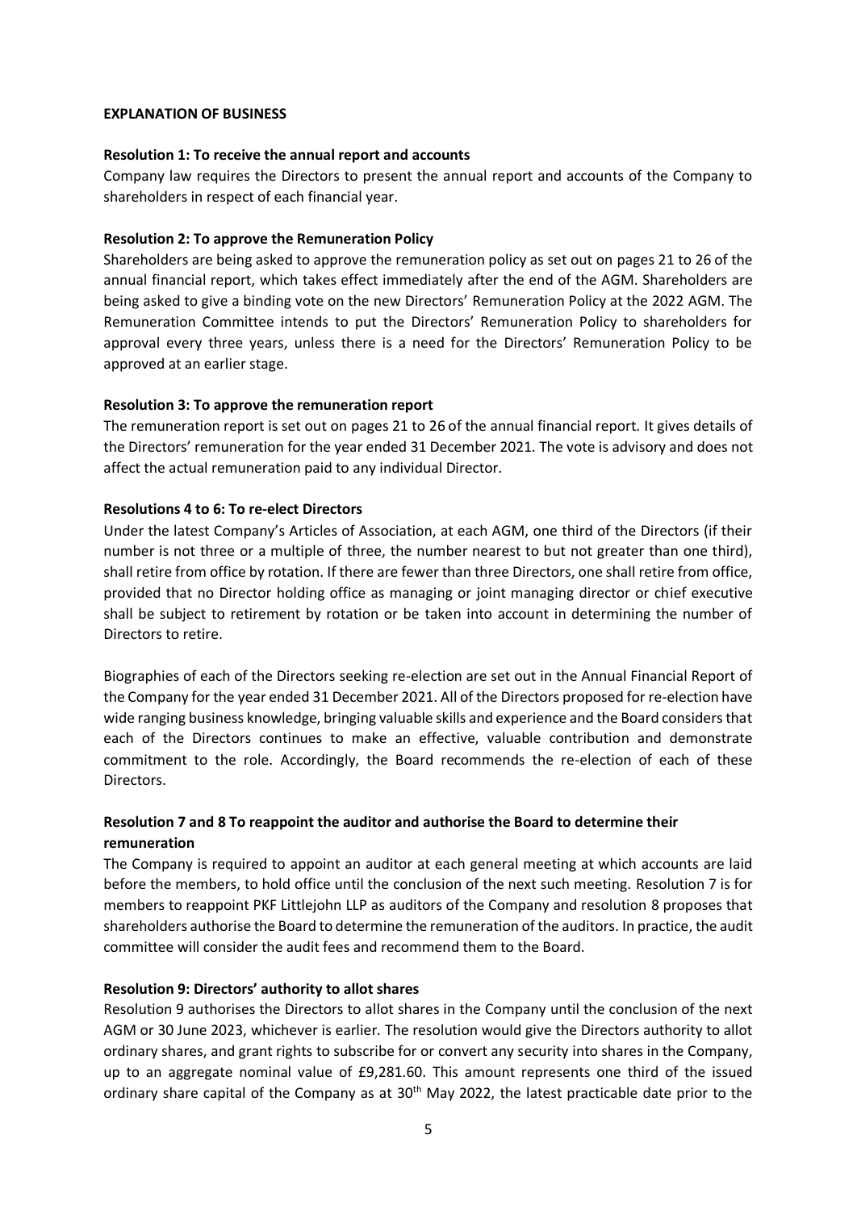**EXPLANATION OF BUSINESS**

**Resolution 1: To receive the annual report and accounts**

Company law requires the Directors to present the annual report and accounts of the Company to shareholders in respect of each financial year.

**Resolution 2: To approve the Remuneration Policy**

Shareholders are being asked to approve the remuneration policy as set out on pages 21 to 26 of the annual financial report, which takes effect immediately after the end of the AGM. Shareholders are being asked to give a binding vote on the new Directors' Remuneration Policy at the 2022 AGM. The Remuneration Committee intends to put the Directors' Remuneration Policy to shareholders for approval every three years, unless there is a need for the Directors' Remuneration Policy to be approved at an earlier stage.

**Resolution 3: To approve the remuneration report**

The remuneration report is set out on pages 21 to 26 of the annual financial report. It gives details of the Directors' remuneration for the year ended 31 December 2021. The vote is advisory and does not affect the actual remuneration paid to any individual Director.

**Resolutions 4 to 6: To re-elect Directors**

Under the latest Company's Articles of Association, at each AGM, one third of the Directors (if their number is not three or a multiple of three, the number nearest to but not greater than one third), shall retire from office by rotation. If there are fewer than three Directors, one shall retire from office, provided that no Director holding office as managing or joint managing director or chief executive shall be subject to retirement by rotation or be taken into account in determining the number of Directors to retire.

Biographies of each of the Directors seeking re-election are set out in the Annual Financial Report of the Company for the year ended 31 December 2021. All of the Directors proposed for re-election have wide ranging business knowledge, bringing valuable skills and experience and the Board considers that each of the Directors continues to make an effective, valuable contribution and demonstrate commitment to the role. Accordingly, the Board recommends the re-election of each of these Directors.

**Resolution 7 and 8 To reappoint the auditor and authorise the Board to determine their remuneration**

The Company is required to appoint an auditor at each general meeting at which accounts are laid before the members, to hold office until the conclusion of the next such meeting. Resolution 7 is for members to reappoint PKF Littlejohn LLP as auditors of the Company and resolution 8 proposes that shareholders authorise the Board to determine the remuneration of the auditors. In practice, the audit committee will consider the audit fees and recommend them to the Board.

**Resolution 9: Directors' authority to allot shares**

Resolution 9 authorises the Directors to allot shares in the Company until the conclusion of the next AGM or 30 June 2023, whichever is earlier. The resolution would give the Directors authority to allot ordinary shares, and grant rights to subscribe for or convert any security into shares in the Company, up to an aggregate nominal value of £9,281.60. This amount represents one third of the issued ordinary share capital of the Company as at 30th May 2022, the latest practicable date prior to the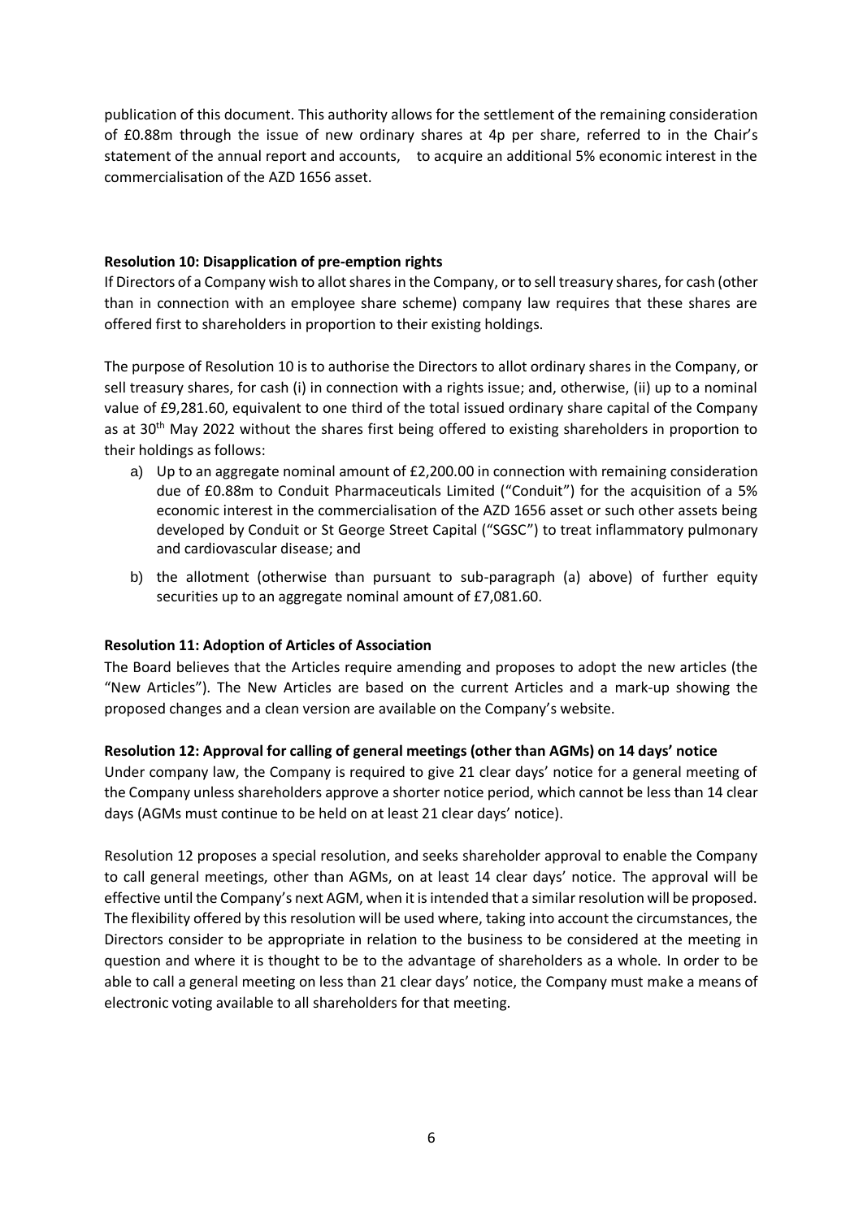publication of this document. This authority allows for the settlement of the remaining consideration of £0.88m through the issue of new ordinary shares at 4p per share, referred to in the Chair's statement of the annual report and accounts, to acquire an additional 5% economic interest in the commercialisation of the AZD 1656 asset.

**Resolution 10: Disapplication of pre-emption rights**

If Directors of a Company wish to allot shares in the Company, or to sell treasury shares, for cash (other than in connection with an employee share scheme) company law requires that these shares are offered first to shareholders in proportion to their existing holdings.

The purpose of Resolution 10 is to authorise the Directors to allot ordinary shares in the Company, or sell treasury shares, for cash (i) in connection with a rights issue; and, otherwise, (ii) up to a nominal value of £9,281.60, equivalent to one third of the total issued ordinary share capital of the Company as at 30th May 2022 without the shares first being offered to existing shareholders in proportion to their holdings as follows:

a) Up to an aggregate nominal amount of £2,200.00 in connection with remaining consideration due of £0.88m to Conduit Pharmaceuticals Limited ("Conduit") for the acquisition of a 5% economic interest in the commercialisation of the AZD 1656 asset or such other assets being developed by Conduit or St George Street Capital ("SGSC") to treat inflammatory pulmonary and cardiovascular disease; and

b) the allotment (otherwise than pursuant to sub-paragraph (a) above) of further equity securities up to an aggregate nominal amount of £7,081.60.

**Resolution 11: Adoption of Articles of Association**

The Board believes that the Articles require amending and proposes to adopt the new articles (the "New Articles"). The New Articles are based on the current Articles and a mark-up showing the proposed changes and a clean version are available on the Company's website.

**Resolution 12: Approval for calling of general meetings (other than AGMs) on 14 days' notice**

Under company law, the Company is required to give 21 clear days' notice for a general meeting of the Company unless shareholders approve a shorter notice period, which cannot be less than 14 clear days (AGMs must continue to be held on at least 21 clear days' notice).

Resolution 12 proposes a special resolution, and seeks shareholder approval to enable the Company to call general meetings, other than AGMs, on at least 14 clear days' notice. The approval will be effective until the Company's next AGM, when it is intended that a similar resolution will be proposed. The flexibility offered by this resolution will be used where, taking into account the circumstances, the Directors consider to be appropriate in relation to the business to be considered at the meeting in question and where it is thought to be to the advantage of shareholders as a whole. In order to be able to call a general meeting on less than 21 clear days' notice, the Company must make a means of electronic voting available to all shareholders for that meeting.